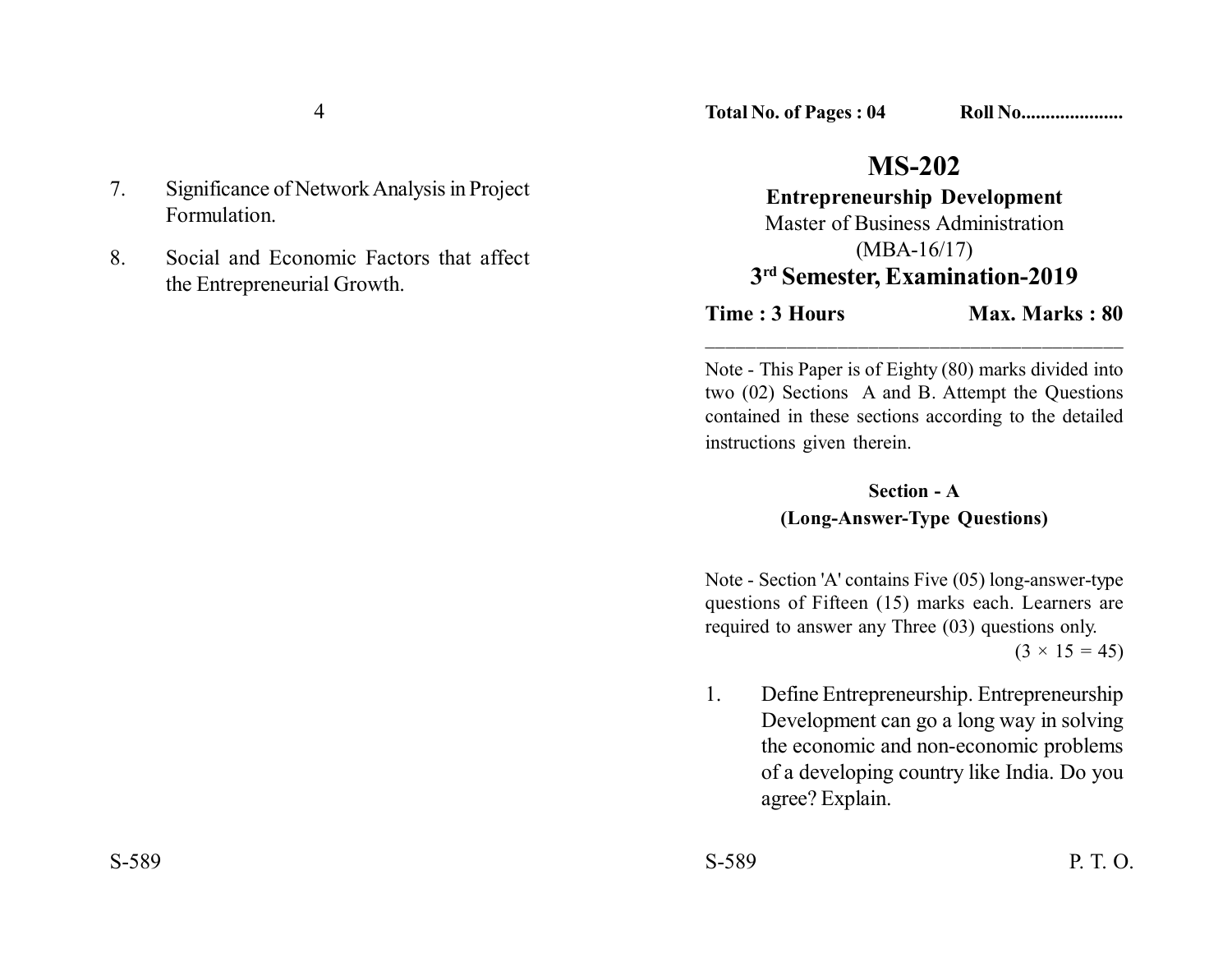**Total No. of Pages : 04** **Roll No....................**

# MS-202

## Entrepreneurship Development

Master of Business Administration

(MBA-16/17)

## 3rd Semester, Examination-2019

**Time : 3 Hours** **Max. Marks : 80**

---

Note - This Paper is of Eighty (80) marks divided into two (02) Sections A and B. Attempt the Questions contained in these sections according to the detailed instructions given therein.

### Section - A

### (Long-Answer-Type Questions)

Note - Section 'A' contains Five (05) long-answer-type questions of Fifteen (15) marks each. Learners are required to answer any Three (03) questions only.

$(3 \times 15 = 45)$

1. Define Entrepreneurship. Entrepreneurship Development can go a long way in solving the economic and non-economic problems of a developing country like India. Do you agree? Explain.

7. Significance of Network Analysis in Project Formulation.

8. Social and Economic Factors that affect the Entrepreneurial Growth.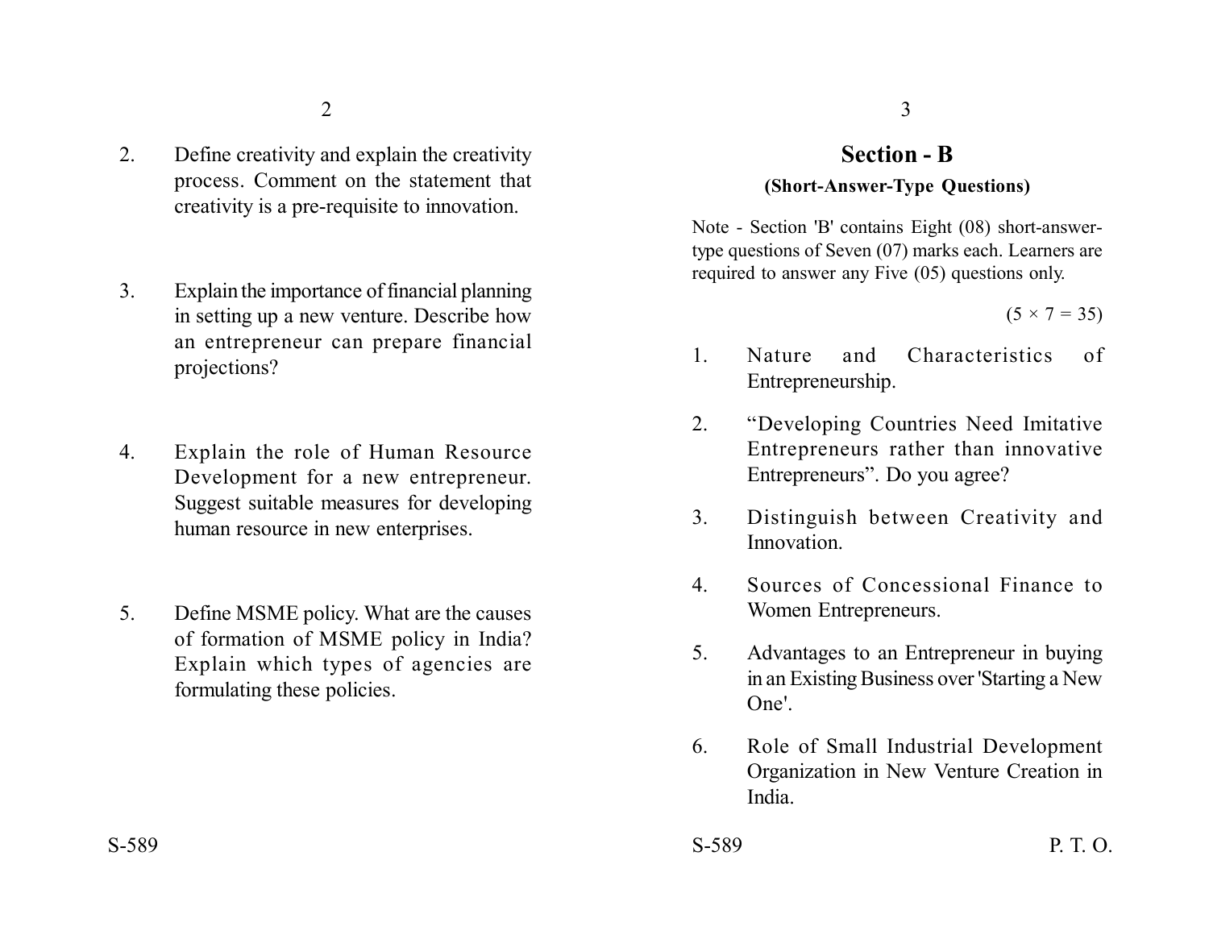2. Define creativity and explain the creativity process. Comment on the statement that creativity is a pre-requisite to innovation.

3. Explain the importance of financial planning in setting up a new venture. Describe how an entrepreneur can prepare financial projections?

4. Explain the role of Human Resource Development for a new entrepreneur. Suggest suitable measures for developing human resource in new enterprises.

5. Define MSME policy. What are the causes of formation of MSME policy in India? Explain which types of agencies are formulating these policies.

## Section - B

### (Short-Answer-Type Questions)

Note - Section 'B' contains Eight (08) short-answer-type questions of Seven (07) marks each. Learners are required to answer any Five (05) questions only.

(5 × 7 = 35)

1. Nature and Characteristics of Entrepreneurship.

2. "Developing Countries Need Imitative Entrepreneurs rather than innovative Entrepreneurs". Do you agree?

3. Distinguish between Creativity and Innovation.

4. Sources of Concessional Finance to Women Entrepreneurs.

5. Advantages to an Entrepreneur in buying in an Existing Business over 'Starting a New One'.

6. Role of Small Industrial Development Organization in New Venture Creation in India.

S-589 P. T. O.